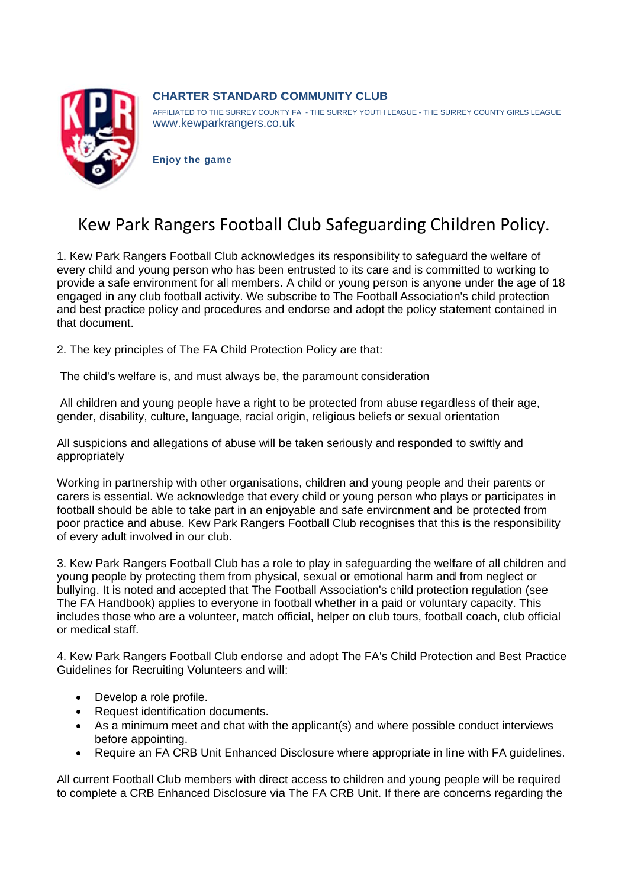**CHARTER STANDARD COMMUNITY CLUB**

AFFILIATED TO THE SURREY COUNTY FA - THE SURREY YOUTH LEAGUE - THE SURREY COUNTY GIRLS LEAGUE
www.kewparkrangers.co.uk

**Enjoy the game**

# Kew Park Rangers Football Club Safeguarding Children Policy.

1. Kew Park Rangers Football Club acknowledges its responsibility to safeguard the welfare of every child and young person who has been entrusted to its care and is committed to working to provide a safe environment for all members. A child or young person is anyone under the age of 18 engaged in any club football activity. We subscribe to The Football Association's child protection and best practice policy and procedures and endorse and adopt the policy statement contained in that document.

2. The key principles of The FA Child Protection Policy are that:

The child's welfare is, and must always be, the paramount consideration

All children and young people have a right to be protected from abuse regardless of their age, gender, disability, culture, language, racial origin, religious beliefs or sexual orientation

All suspicions and allegations of abuse will be taken seriously and responded to swiftly and appropriately

Working in partnership with other organisations, children and young people and their parents or carers is essential. We acknowledge that every child or young person who plays or participates in football should be able to take part in an enjoyable and safe environment and be protected from poor practice and abuse. Kew Park Rangers Football Club recognises that this is the responsibility of every adult involved in our club.

3. Kew Park Rangers Football Club has a role to play in safeguarding the welfare of all children and young people by protecting them from physical, sexual or emotional harm and from neglect or bullying. It is noted and accepted that The Football Association's child protection regulation (see The FA Handbook) applies to everyone in football whether in a paid or voluntary capacity. This includes those who are a volunteer, match official, helper on club tours, football coach, club official or medical staff.

4. Kew Park Rangers Football Club endorse and adopt The FA's Child Protection and Best Practice Guidelines for Recruiting Volunteers and will:

- Develop a role profile.
- Request identification documents.
- As a minimum meet and chat with the applicant(s) and where possible conduct interviews before appointing.
- Require an FA CRB Unit Enhanced Disclosure where appropriate in line with FA guidelines.

All current Football Club members with direct access to children and young people will be required to complete a CRB Enhanced Disclosure via The FA CRB Unit. If there are concerns regarding the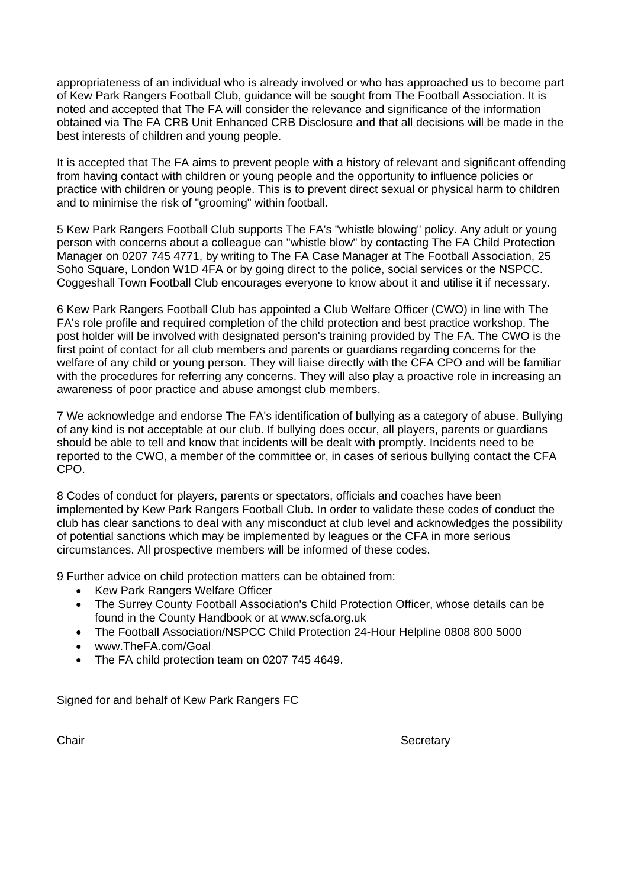appropriateness of an individual who is already involved or who has approached us to become part of Kew Park Rangers Football Club, guidance will be sought from The Football Association. It is noted and accepted that The FA will consider the relevance and significance of the information obtained via The FA CRB Unit Enhanced CRB Disclosure and that all decisions will be made in the best interests of children and young people.

It is accepted that The FA aims to prevent people with a history of relevant and significant offending from having contact with children or young people and the opportunity to influence policies or practice with children or young people. This is to prevent direct sexual or physical harm to children and to minimise the risk of "grooming" within football.

5 Kew Park Rangers Football Club supports The FA's "whistle blowing" policy. Any adult or young person with concerns about a colleague can "whistle blow" by contacting The FA Child Protection Manager on 0207 745 4771, by writing to The FA Case Manager at The Football Association, 25 Soho Square, London W1D 4FA or by going direct to the police, social services or the NSPCC. Coggeshall Town Football Club encourages everyone to know about it and utilise it if necessary.

6 Kew Park Rangers Football Club has appointed a Club Welfare Officer (CWO) in line with The FA's role profile and required completion of the child protection and best practice workshop. The post holder will be involved with designated person's training provided by The FA. The CWO is the first point of contact for all club members and parents or guardians regarding concerns for the welfare of any child or young person. They will liaise directly with the CFA CPO and will be familiar with the procedures for referring any concerns. They will also play a proactive role in increasing an awareness of poor practice and abuse amongst club members.

7 We acknowledge and endorse The FA's identification of bullying as a category of abuse. Bullying of any kind is not acceptable at our club. If bullying does occur, all players, parents or guardians should be able to tell and know that incidents will be dealt with promptly. Incidents need to be reported to the CWO, a member of the committee or, in cases of serious bullying contact the CFA CPO.

8 Codes of conduct for players, parents or spectators, officials and coaches have been implemented by Kew Park Rangers Football Club. In order to validate these codes of conduct the club has clear sanctions to deal with any misconduct at club level and acknowledges the possibility of potential sanctions which may be implemented by leagues or the CFA in more serious circumstances. All prospective members will be informed of these codes.

9 Further advice on child protection matters can be obtained from:

- Kew Park Rangers Welfare Officer
- The Surrey County Football Association's Child Protection Officer, whose details can be found in the County Handbook or at www.scfa.org.uk
- The Football Association/NSPCC Child Protection 24-Hour Helpline 0808 800 5000
- www.TheFA.com/Goal
- The FA child protection team on 0207 745 4649.

Signed for and behalf of Kew Park Rangers FC

Chair

Secretary